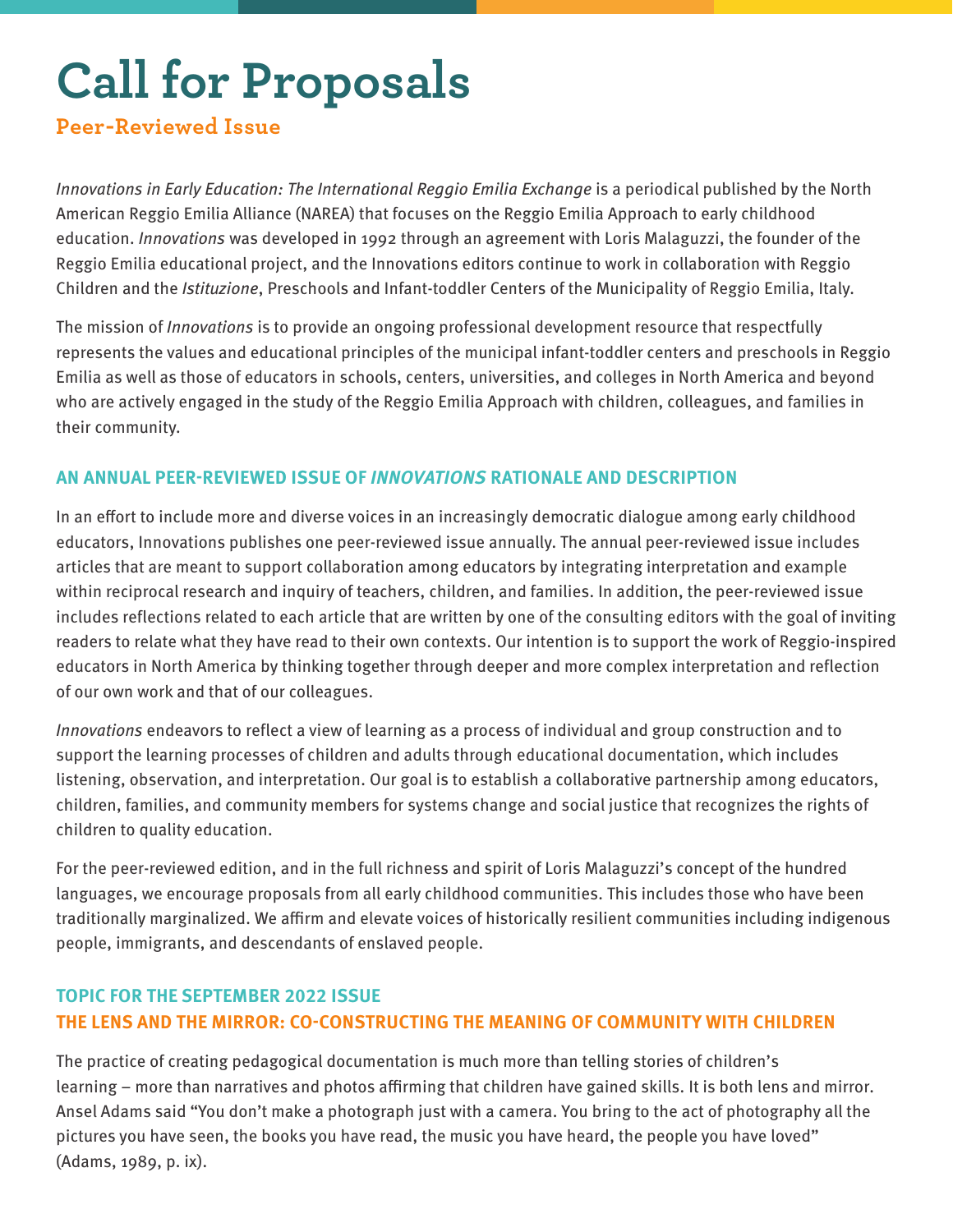# Call for Proposals

## Peer-Reviewed Issue

*Innovations in Early Education: The International Reggio Emilia Exchange* is a periodical published by the North American Reggio Emilia Alliance (NAREA) that focuses on the Reggio Emilia Approach to early childhood education. *Innovations* was developed in 1992 through an agreement with Loris Malaguzzi, the founder of the Reggio Emilia educational project, and the Innovations editors continue to work in collaboration with Reggio Children and the *Istituzione*, Preschools and Infant-toddler Centers of the Municipality of Reggio Emilia, Italy.

The mission of *Innovations* is to provide an ongoing professional development resource that respectfully represents the values and educational principles of the municipal infant-toddler centers and preschools in Reggio Emilia as well as those of educators in schools, centers, universities, and colleges in North America and beyond who are actively engaged in the study of the Reggio Emilia Approach with children, colleagues, and families in their community.

### AN ANNUAL PEER-REVIEWED ISSUE OF *INNOVATIONS* RATIONALE AND DESCRIPTION

In an effort to include more and diverse voices in an increasingly democratic dialogue among early childhood educators, Innovations publishes one peer-reviewed issue annually. The annual peer-reviewed issue includes articles that are meant to support collaboration among educators by integrating interpretation and example within reciprocal research and inquiry of teachers, children, and families. In addition, the peer-reviewed issue includes reflections related to each article that are written by one of the consulting editors with the goal of inviting readers to relate what they have read to their own contexts. Our intention is to support the work of Reggio-inspired educators in North America by thinking together through deeper and more complex interpretation and reflection of our own work and that of our colleagues.

*Innovations* endeavors to reflect a view of learning as a process of individual and group construction and to support the learning processes of children and adults through educational documentation, which includes listening, observation, and interpretation. Our goal is to establish a collaborative partnership among educators, children, families, and community members for systems change and social justice that recognizes the rights of children to quality education.

For the peer-reviewed edition, and in the full richness and spirit of Loris Malaguzzi's concept of the hundred languages, we encourage proposals from all early childhood communities. This includes those who have been traditionally marginalized. We affirm and elevate voices of historically resilient communities including indigenous people, immigrants, and descendants of enslaved people.

### TOPIC FOR THE SEPTEMBER 2022 ISSUE
### THE LENS AND THE MIRROR: CO-CONSTRUCTING THE MEANING OF COMMUNITY WITH CHILDREN

The practice of creating pedagogical documentation is much more than telling stories of children's learning – more than narratives and photos affirming that children have gained skills. It is both lens and mirror. Ansel Adams said "You don't make a photograph just with a camera. You bring to the act of photography all the pictures you have seen, the books you have read, the music you have heard, the people you have loved" (Adams, 1989, p. ix).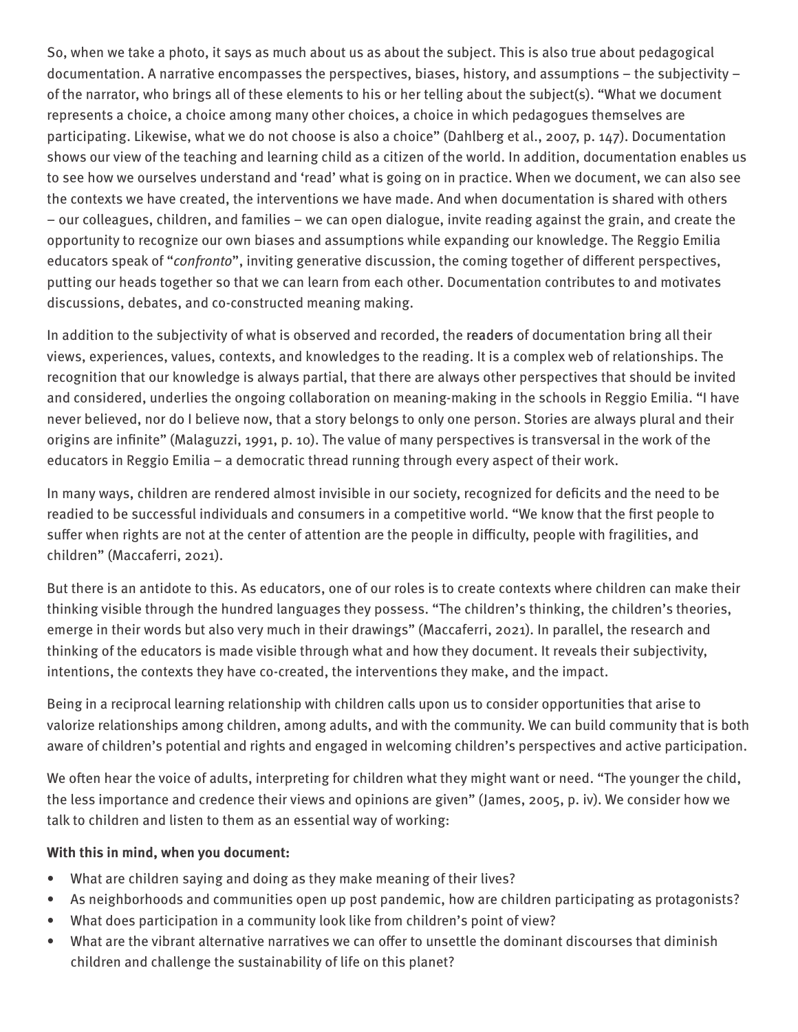So, when we take a photo, it says as much about us as about the subject. This is also true about pedagogical documentation. A narrative encompasses the perspectives, biases, history, and assumptions – the subjectivity – of the narrator, who brings all of these elements to his or her telling about the subject(s). "What we document represents a choice, a choice among many other choices, a choice in which pedagogues themselves are participating. Likewise, what we do not choose is also a choice" (Dahlberg et al., 2007, p. 147). Documentation shows our view of the teaching and learning child as a citizen of the world. In addition, documentation enables us to see how we ourselves understand and 'read' what is going on in practice. When we document, we can also see the contexts we have created, the interventions we have made. And when documentation is shared with others – our colleagues, children, and families – we can open dialogue, invite reading against the grain, and create the opportunity to recognize our own biases and assumptions while expanding our knowledge. The Reggio Emilia educators speak of "*confronto*", inviting generative discussion, the coming together of different perspectives, putting our heads together so that we can learn from each other. Documentation contributes to and motivates discussions, debates, and co-constructed meaning making.

In addition to the subjectivity of what is observed and recorded, the readers of documentation bring all their views, experiences, values, contexts, and knowledges to the reading. It is a complex web of relationships. The recognition that our knowledge is always partial, that there are always other perspectives that should be invited and considered, underlies the ongoing collaboration on meaning-making in the schools in Reggio Emilia. "I have never believed, nor do I believe now, that a story belongs to only one person. Stories are always plural and their origins are infinite" (Malaguzzi, 1991, p. 10). The value of many perspectives is transversal in the work of the educators in Reggio Emilia – a democratic thread running through every aspect of their work.

In many ways, children are rendered almost invisible in our society, recognized for deficits and the need to be readied to be successful individuals and consumers in a competitive world. "We know that the first people to suffer when rights are not at the center of attention are the people in difficulty, people with fragilities, and children" (Maccaferri, 2021).

But there is an antidote to this. As educators, one of our roles is to create contexts where children can make their thinking visible through the hundred languages they possess. "The children's thinking, the children's theories, emerge in their words but also very much in their drawings" (Maccaferri, 2021). In parallel, the research and thinking of the educators is made visible through what and how they document. It reveals their subjectivity, intentions, the contexts they have co-created, the interventions they make, and the impact.

Being in a reciprocal learning relationship with children calls upon us to consider opportunities that arise to valorize relationships among children, among adults, and with the community. We can build community that is both aware of children's potential and rights and engaged in welcoming children's perspectives and active participation.

We often hear the voice of adults, interpreting for children what they might want or need. "The younger the child, the less importance and credence their views and opinions are given" (James, 2005, p. iv). We consider how we talk to children and listen to them as an essential way of working:

**With this in mind, when you document:**

- What are children saying and doing as they make meaning of their lives?
- As neighborhoods and communities open up post pandemic, how are children participating as protagonists?
- What does participation in a community look like from children's point of view?
- What are the vibrant alternative narratives we can offer to unsettle the dominant discourses that diminish children and challenge the sustainability of life on this planet?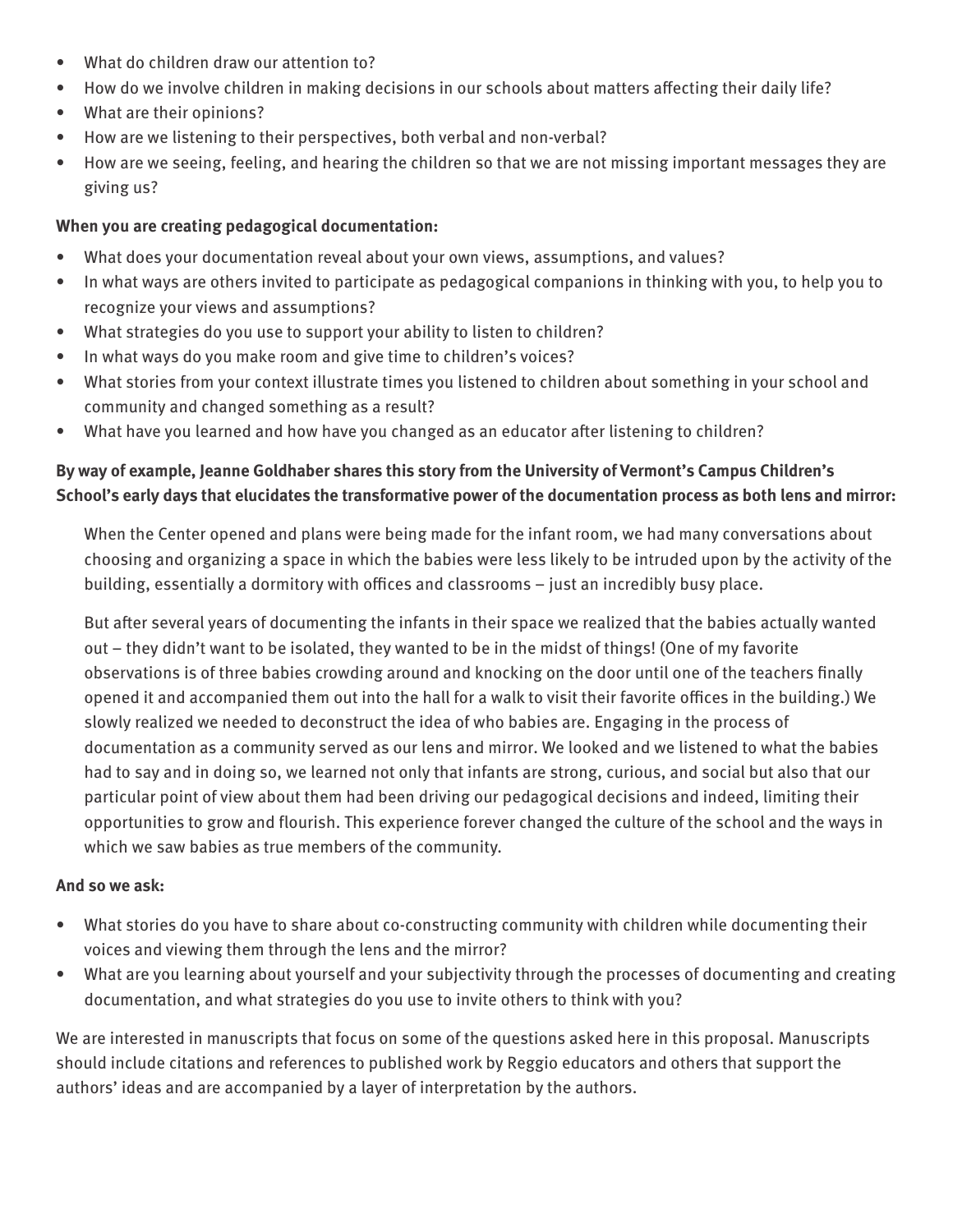- What do children draw our attention to?
- How do we involve children in making decisions in our schools about matters affecting their daily life?
- What are their opinions?
- How are we listening to their perspectives, both verbal and non-verbal?
- How are we seeing, feeling, and hearing the children so that we are not missing important messages they are giving us?

**When you are creating pedagogical documentation:**

- What does your documentation reveal about your own views, assumptions, and values?
- In what ways are others invited to participate as pedagogical companions in thinking with you, to help you to recognize your views and assumptions?
- What strategies do you use to support your ability to listen to children?
- In what ways do you make room and give time to children's voices?
- What stories from your context illustrate times you listened to children about something in your school and community and changed something as a result?
- What have you learned and how have you changed as an educator after listening to children?

**By way of example, Jeanne Goldhaber shares this story from the University of Vermont's Campus Children's School's early days that elucidates the transformative power of the documentation process as both lens and mirror:**

> When the Center opened and plans were being made for the infant room, we had many conversations about choosing and organizing a space in which the babies were less likely to be intruded upon by the activity of the building, essentially a dormitory with offices and classrooms – just an incredibly busy place.
>
> But after several years of documenting the infants in their space we realized that the babies actually wanted out – they didn't want to be isolated, they wanted to be in the midst of things! (One of my favorite observations is of three babies crowding around and knocking on the door until one of the teachers finally opened it and accompanied them out into the hall for a walk to visit their favorite offices in the building.) We slowly realized we needed to deconstruct the idea of who babies are. Engaging in the process of documentation as a community served as our lens and mirror. We looked and we listened to what the babies had to say and in doing so, we learned not only that infants are strong, curious, and social but also that our particular point of view about them had been driving our pedagogical decisions and indeed, limiting their opportunities to grow and flourish. This experience forever changed the culture of the school and the ways in which we saw babies as true members of the community.

**And so we ask:**

- What stories do you have to share about co-constructing community with children while documenting their voices and viewing them through the lens and the mirror?
- What are you learning about yourself and your subjectivity through the processes of documenting and creating documentation, and what strategies do you use to invite others to think with you?

We are interested in manuscripts that focus on some of the questions asked here in this proposal. Manuscripts should include citations and references to published work by Reggio educators and others that support the authors' ideas and are accompanied by a layer of interpretation by the authors.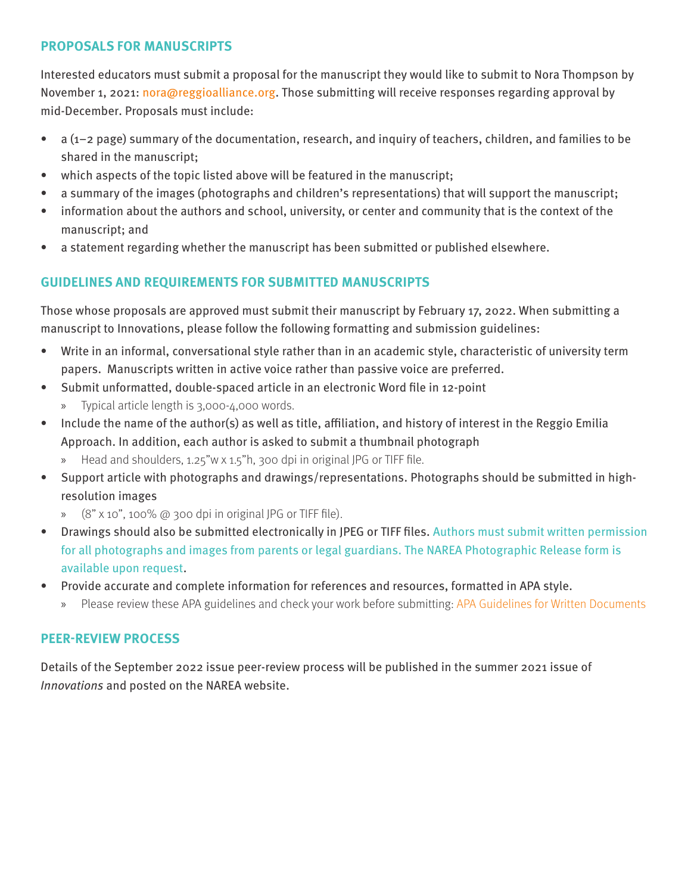## PROPOSALS FOR MANUSCRIPTS

Interested educators must submit a proposal for the manuscript they would like to submit to Nora Thompson by November 1, 2021: nora@reggioalliance.org. Those submitting will receive responses regarding approval by mid-December. Proposals must include:

- a (1–2 page) summary of the documentation, research, and inquiry of teachers, children, and families to be shared in the manuscript;
- which aspects of the topic listed above will be featured in the manuscript;
- a summary of the images (photographs and children's representations) that will support the manuscript;
- information about the authors and school, university, or center and community that is the context of the manuscript; and
- a statement regarding whether the manuscript has been submitted or published elsewhere.

## GUIDELINES AND REQUIREMENTS FOR SUBMITTED MANUSCRIPTS

Those whose proposals are approved must submit their manuscript by February 17, 2022. When submitting a manuscript to Innovations, please follow the following formatting and submission guidelines:

- Write in an informal, conversational style rather than in an academic style, characteristic of university term papers. Manuscripts written in active voice rather than passive voice are preferred.
- Submit unformatted, double-spaced article in an electronic Word file in 12-point
  - Typical article length is 3,000-4,000 words.
- Include the name of the author(s) as well as title, affiliation, and history of interest in the Reggio Emilia Approach. In addition, each author is asked to submit a thumbnail photograph
  - Head and shoulders, 1.25"w x 1.5"h, 300 dpi in original JPG or TIFF file.
- Support article with photographs and drawings/representations. Photographs should be submitted in high-resolution images
  - (8" x 10", 100% @ 300 dpi in original JPG or TIFF file).
- Drawings should also be submitted electronically in JPEG or TIFF files. Authors must submit written permission for all photographs and images from parents or legal guardians. The NAREA Photographic Release form is available upon request.
- Provide accurate and complete information for references and resources, formatted in APA style.
  - Please review these APA guidelines and check your work before submitting: APA Guidelines for Written Documents

## PEER-REVIEW PROCESS

Details of the September 2022 issue peer-review process will be published in the summer 2021 issue of *Innovations* and posted on the NAREA website.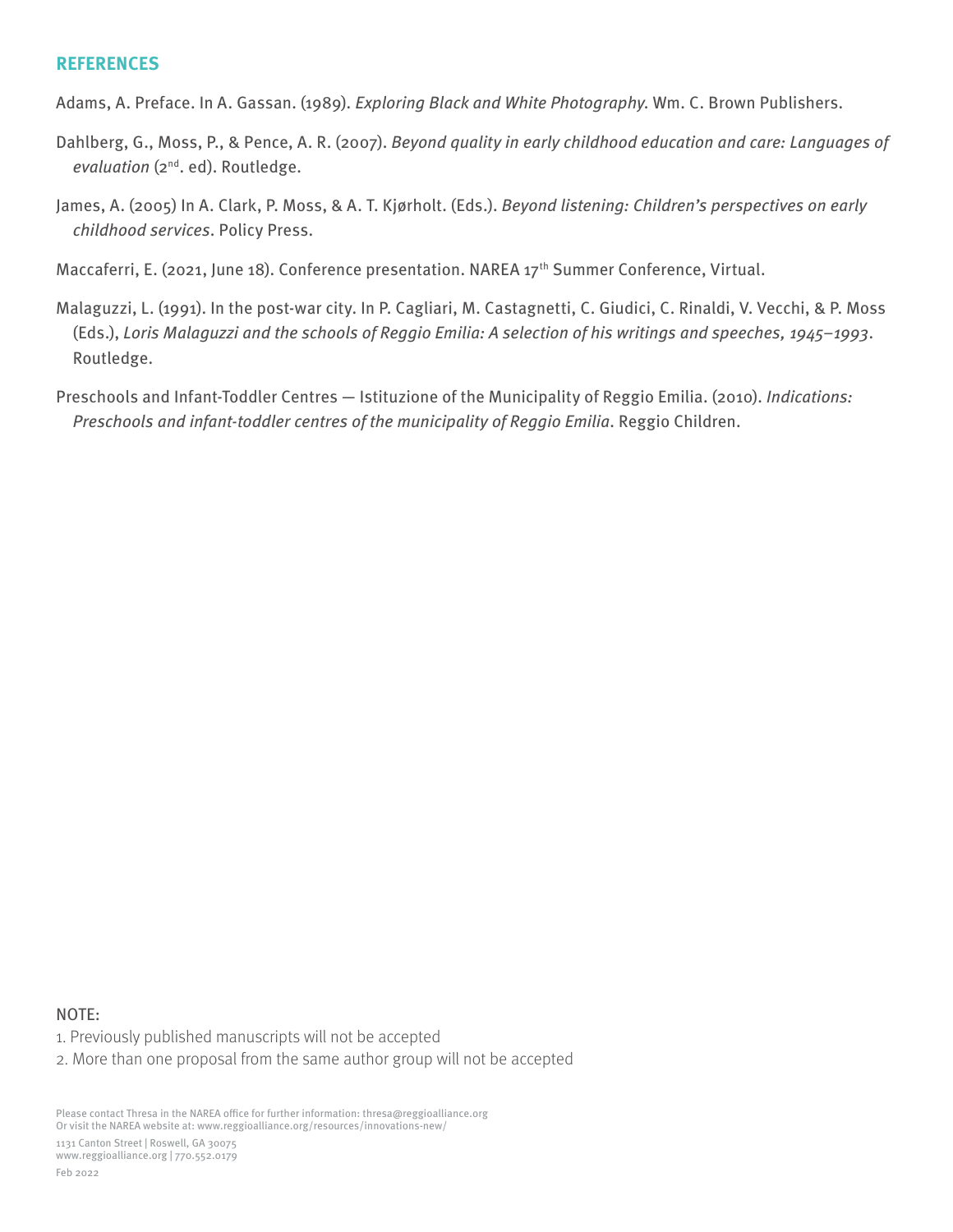## REFERENCES

Adams, A. Preface. In A. Gassan. (1989). *Exploring Black and White Photography*. Wm. C. Brown Publishers.

Dahlberg, G., Moss, P., & Pence, A. R. (2007). *Beyond quality in early childhood education and care: Languages of evaluation* (2nd. ed). Routledge.

James, A. (2005) In A. Clark, P. Moss, & A. T. Kjørholt. (Eds.). *Beyond listening: Children's perspectives on early childhood services*. Policy Press.

Maccaferri, E. (2021, June 18). Conference presentation. NAREA 17th Summer Conference, Virtual.

Malaguzzi, L. (1991). In the post-war city. In P. Cagliari, M. Castagnetti, C. Giudici, C. Rinaldi, V. Vecchi, & P. Moss (Eds.), *Loris Malaguzzi and the schools of Reggio Emilia: A selection of his writings and speeches, 1945–1993*. Routledge.

Preschools and Infant-Toddler Centres — Istituzione of the Municipality of Reggio Emilia. (2010). *Indications: Preschools and infant-toddler centres of the municipality of Reggio Emilia*. Reggio Children.

NOTE:

1. Previously published manuscripts will not be accepted
2. More than one proposal from the same author group will not be accepted

Please contact Thresa in the NAREA office for further information: thresa@reggioalliance.org
Or visit the NAREA website at: www.reggioalliance.org/resources/innovations-new/

1131 Canton Street | Roswell, GA 30075
www.reggioalliance.org | 770.552.0179

Feb 2022